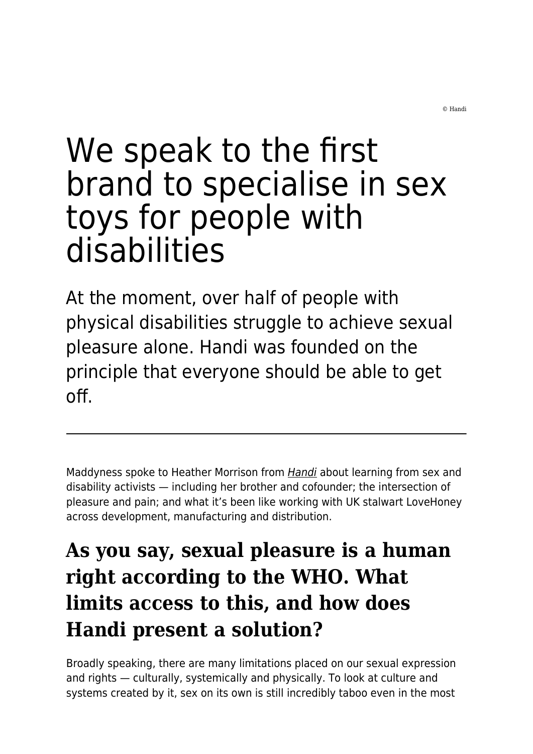© Handi

# We speak to the first brand to specialise in sex toys for people with disabilities

At the moment, over half of people with physical disabilities struggle to achieve sexual pleasure alone. Handi was founded on the principle that everyone should be able to get off.

---

Maddyness spoke to Heather Morrison from *Handi* about learning from sex and disability activists — including her brother and cofounder; the intersection of pleasure and pain; and what it's been like working with UK stalwart LoveHoney across development, manufacturing and distribution.

## As you say, sexual pleasure is a human right according to the WHO. What limits access to this, and how does Handi present a solution?

Broadly speaking, there are many limitations placed on our sexual expression and rights — culturally, systemically and physically. To look at culture and systems created by it, sex on its own is still incredibly taboo even in the most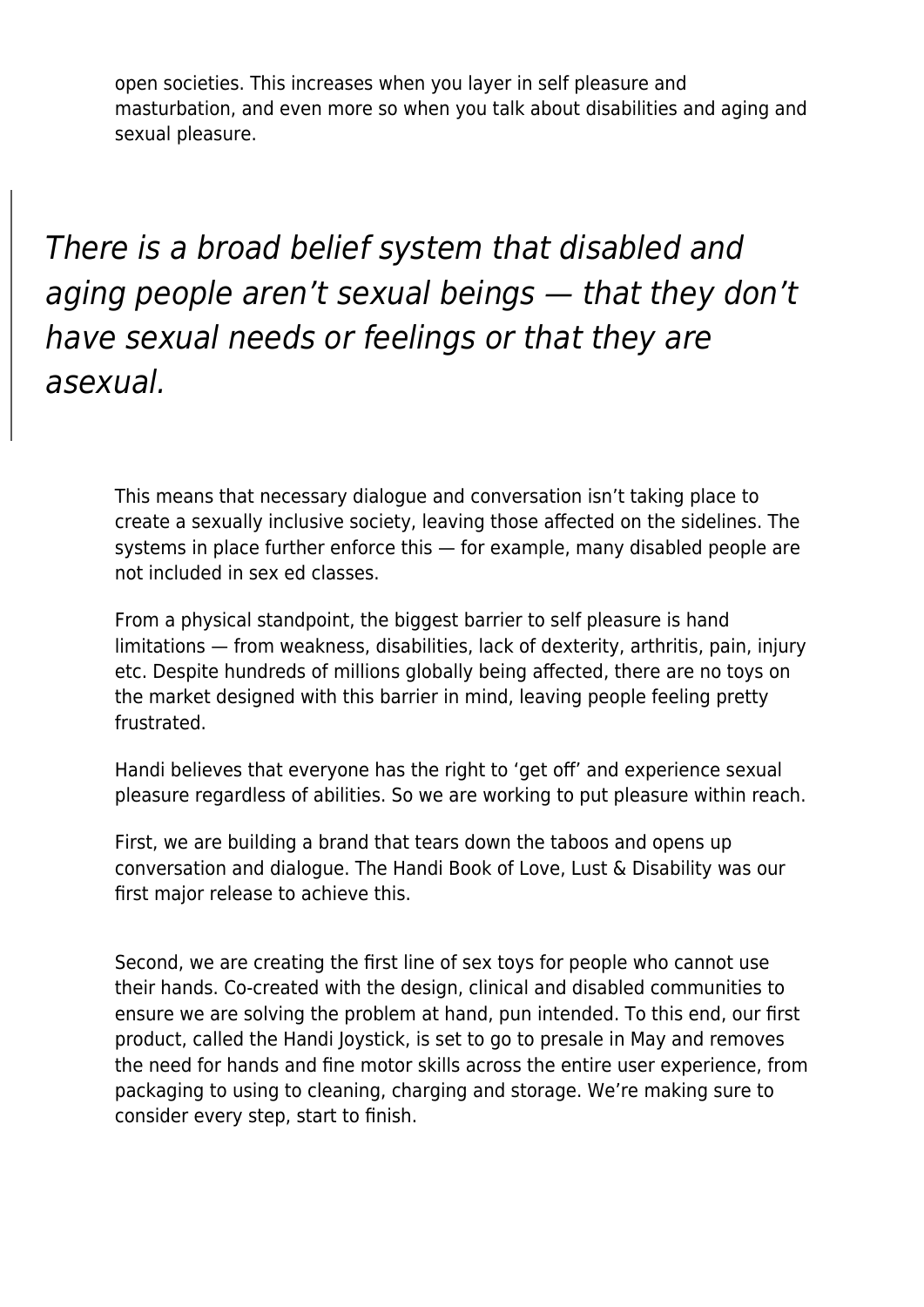open societies. This increases when you layer in self pleasure and masturbation, and even more so when you talk about disabilities and aging and sexual pleasure.

> *There is a broad belief system that disabled and aging people aren't sexual beings — that they don't have sexual needs or feelings or that they are asexual.*

This means that necessary dialogue and conversation isn't taking place to create a sexually inclusive society, leaving those affected on the sidelines. The systems in place further enforce this — for example, many disabled people are not included in sex ed classes.

From a physical standpoint, the biggest barrier to self pleasure is hand limitations — from weakness, disabilities, lack of dexterity, arthritis, pain, injury etc. Despite hundreds of millions globally being affected, there are no toys on the market designed with this barrier in mind, leaving people feeling pretty frustrated.

Handi believes that everyone has the right to 'get off' and experience sexual pleasure regardless of abilities. So we are working to put pleasure within reach.

First, we are building a brand that tears down the taboos and opens up conversation and dialogue. The Handi Book of Love, Lust & Disability was our first major release to achieve this.

Second, we are creating the first line of sex toys for people who cannot use their hands. Co-created with the design, clinical and disabled communities to ensure we are solving the problem at hand, pun intended. To this end, our first product, called the Handi Joystick, is set to go to presale in May and removes the need for hands and fine motor skills across the entire user experience, from packaging to using to cleaning, charging and storage. We're making sure to consider every step, start to finish.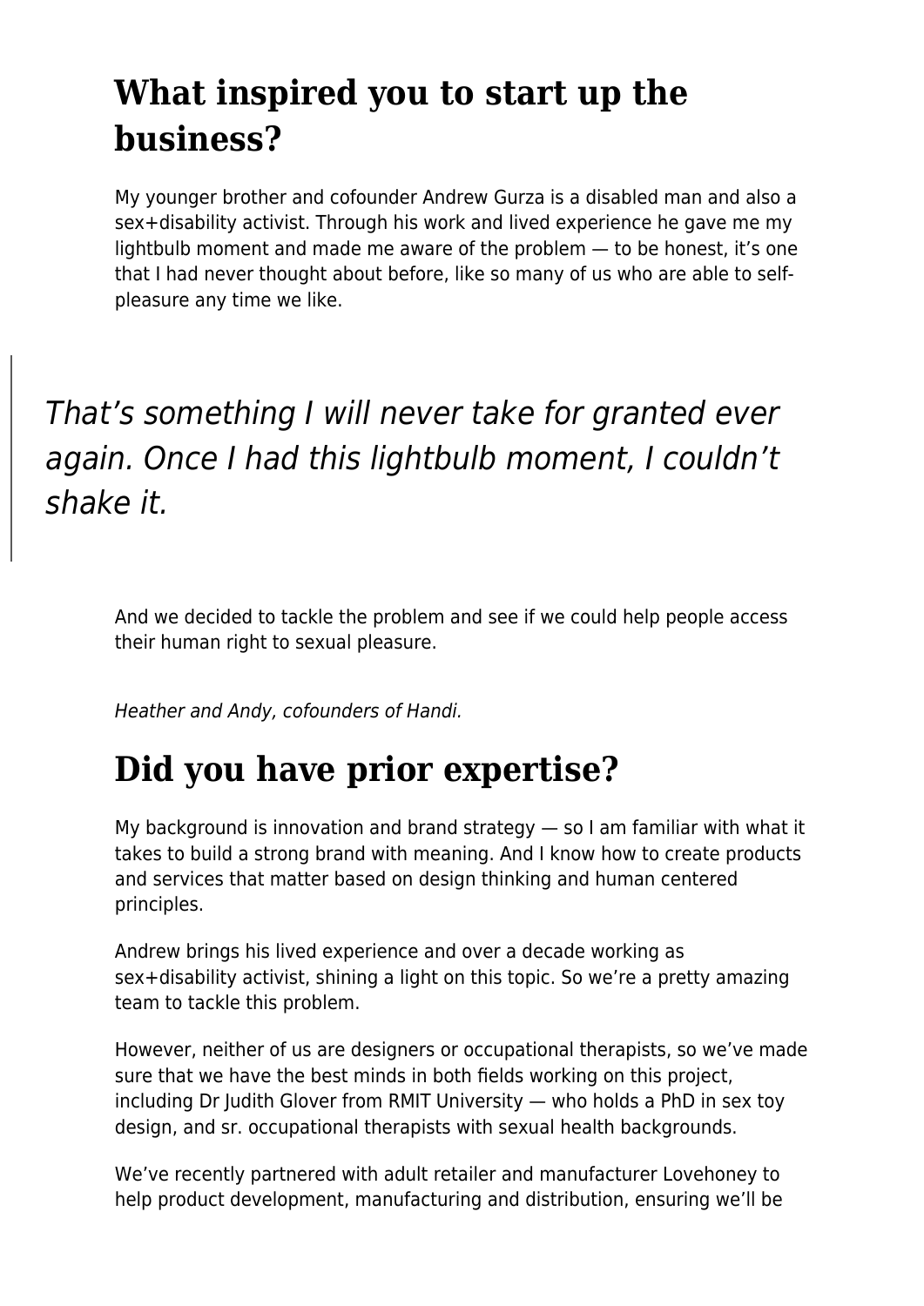## What inspired you to start up the business?

My younger brother and cofounder Andrew Gurza is a disabled man and also a sex+disability activist. Through his work and lived experience he gave me my lightbulb moment and made me aware of the problem — to be honest, it's one that I had never thought about before, like so many of us who are able to self-pleasure any time we like.

> *That's something I will never take for granted ever again. Once I had this lightbulb moment, I couldn't shake it.*

And we decided to tackle the problem and see if we could help people access their human right to sexual pleasure.

*Heather and Andy, cofounders of Handi.*

## Did you have prior expertise?

My background is innovation and brand strategy — so I am familiar with what it takes to build a strong brand with meaning. And I know how to create products and services that matter based on design thinking and human centered principles.

Andrew brings his lived experience and over a decade working as sex+disability activist, shining a light on this topic. So we're a pretty amazing team to tackle this problem.

However, neither of us are designers or occupational therapists, so we've made sure that we have the best minds in both fields working on this project, including Dr Judith Glover from RMIT University — who holds a PhD in sex toy design, and sr. occupational therapists with sexual health backgrounds.

We've recently partnered with adult retailer and manufacturer Lovehoney to help product development, manufacturing and distribution, ensuring we'll be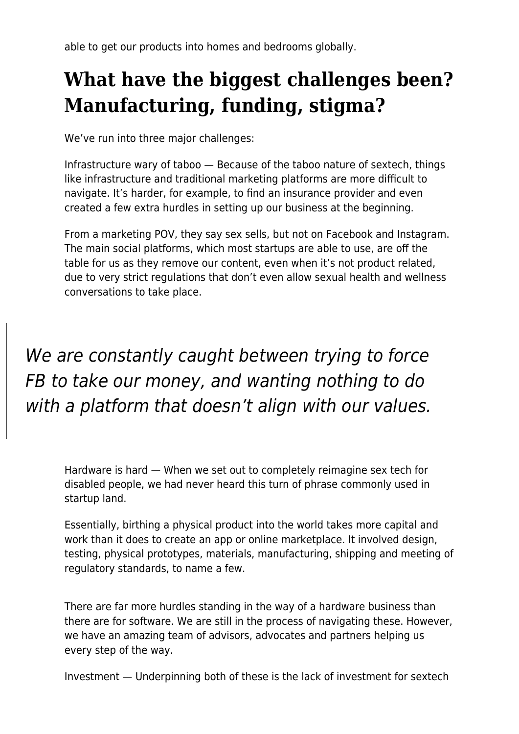able to get our products into homes and bedrooms globally.

## What have the biggest challenges been? Manufacturing, funding, stigma?

We've run into three major challenges:

Infrastructure wary of taboo — Because of the taboo nature of sextech, things like infrastructure and traditional marketing platforms are more difficult to navigate. It's harder, for example, to find an insurance provider and even created a few extra hurdles in setting up our business at the beginning.

From a marketing POV, they say sex sells, but not on Facebook and Instagram. The main social platforms, which most startups are able to use, are off the table for us as they remove our content, even when it's not product related, due to very strict regulations that don't even allow sexual health and wellness conversations to take place.

> *We are constantly caught between trying to force FB to take our money, and wanting nothing to do with a platform that doesn't align with our values.*

Hardware is hard — When we set out to completely reimagine sex tech for disabled people, we had never heard this turn of phrase commonly used in startup land.

Essentially, birthing a physical product into the world takes more capital and work than it does to create an app or online marketplace. It involved design, testing, physical prototypes, materials, manufacturing, shipping and meeting of regulatory standards, to name a few.

There are far more hurdles standing in the way of a hardware business than there are for software. We are still in the process of navigating these. However, we have an amazing team of advisors, advocates and partners helping us every step of the way.

Investment — Underpinning both of these is the lack of investment for sextech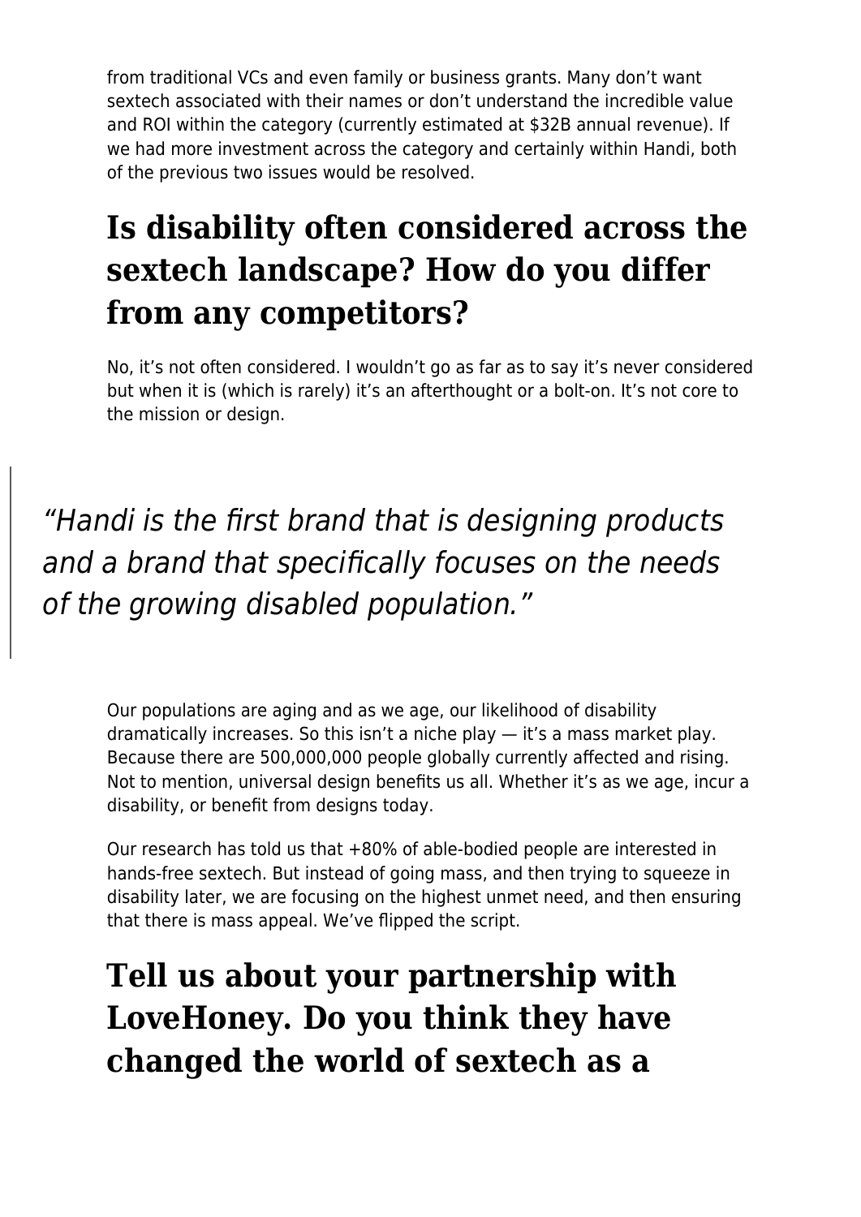from traditional VCs and even family or business grants. Many don't want sextech associated with their names or don't understand the incredible value and ROI within the category (currently estimated at $32B annual revenue). If we had more investment across the category and certainly within Handi, both of the previous two issues would be resolved.

## Is disability often considered across the sextech landscape? How do you differ from any competitors?

No, it's not often considered. I wouldn't go as far as to say it's never considered but when it is (which is rarely) it's an afterthought or a bolt-on. It's not core to the mission or design.

> *"Handi is the first brand that is designing products and a brand that specifically focuses on the needs of the growing disabled population."*

Our populations are aging and as we age, our likelihood of disability dramatically increases. So this isn't a niche play — it's a mass market play. Because there are 500,000,000 people globally currently affected and rising. Not to mention, universal design benefits us all. Whether it's as we age, incur a disability, or benefit from designs today.

Our research has told us that +80% of able-bodied people are interested in hands-free sextech. But instead of going mass, and then trying to squeeze in disability later, we are focusing on the highest unmet need, and then ensuring that there is mass appeal. We've flipped the script.

## Tell us about your partnership with LoveHoney. Do you think they have changed the world of sextech as a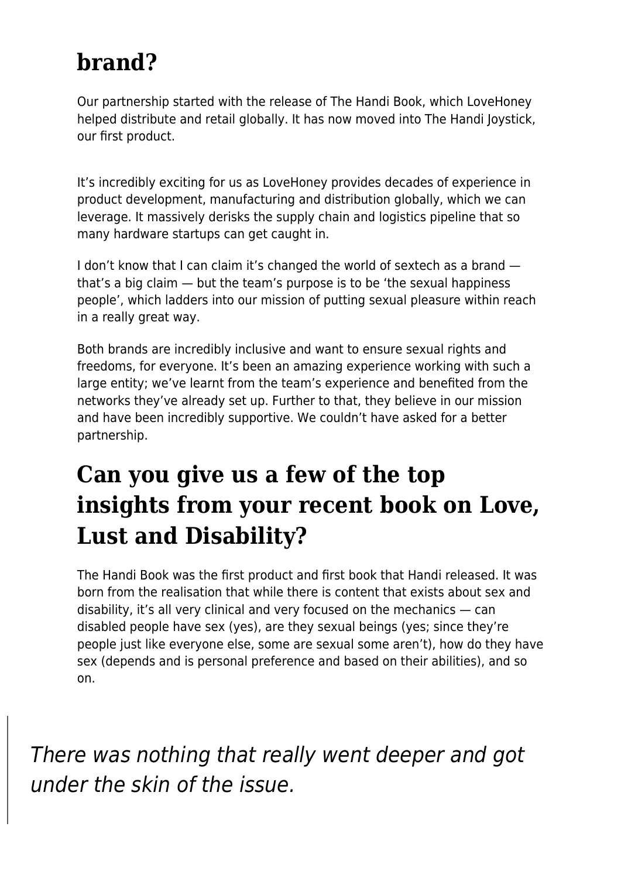## brand?

Our partnership started with the release of The Handi Book, which LoveHoney helped distribute and retail globally. It has now moved into The Handi Joystick, our first product.

It's incredibly exciting for us as LoveHoney provides decades of experience in product development, manufacturing and distribution globally, which we can leverage. It massively derisks the supply chain and logistics pipeline that so many hardware startups can get caught in.

I don't know that I can claim it's changed the world of sextech as a brand — that's a big claim — but the team's purpose is to be 'the sexual happiness people', which ladders into our mission of putting sexual pleasure within reach in a really great way.

Both brands are incredibly inclusive and want to ensure sexual rights and freedoms, for everyone. It's been an amazing experience working with such a large entity; we've learnt from the team's experience and benefited from the networks they've already set up. Further to that, they believe in our mission and have been incredibly supportive. We couldn't have asked for a better partnership.

## Can you give us a few of the top insights from your recent book on Love, Lust and Disability?

The Handi Book was the first product and first book that Handi released. It was born from the realisation that while there is content that exists about sex and disability, it's all very clinical and very focused on the mechanics — can disabled people have sex (yes), are they sexual beings (yes; since they're people just like everyone else, some are sexual some aren't), how do they have sex (depends and is personal preference and based on their abilities), and so on.

> *There was nothing that really went deeper and got under the skin of the issue.*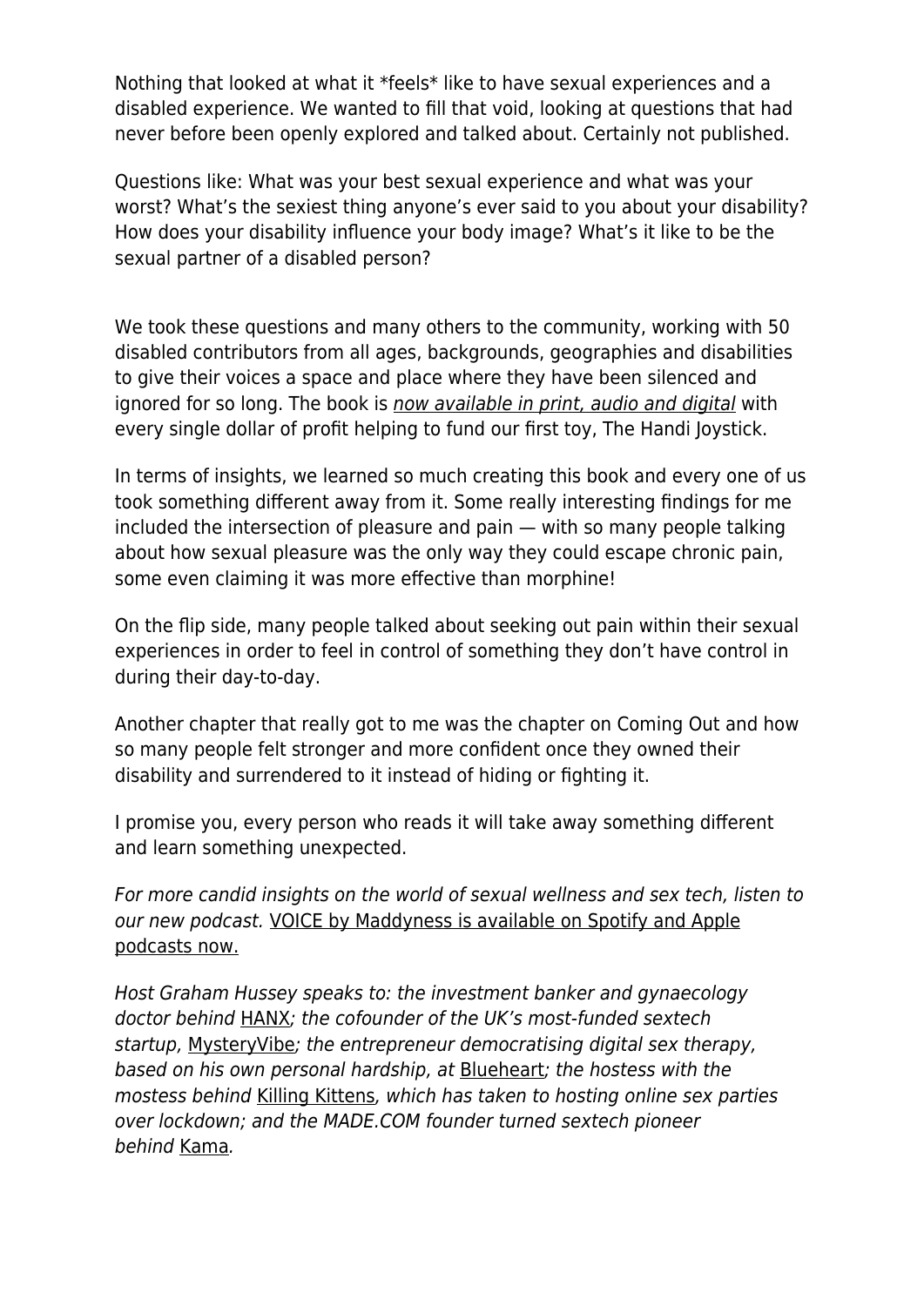Nothing that looked at what it *feels* like to have sexual experiences and a disabled experience. We wanted to fill that void, looking at questions that had never before been openly explored and talked about. Certainly not published.

Questions like: What was your best sexual experience and what was your worst? What's the sexiest thing anyone's ever said to you about your disability? How does your disability influence your body image? What's it like to be the sexual partner of a disabled person?

We took these questions and many others to the community, working with 50 disabled contributors from all ages, backgrounds, geographies and disabilities to give their voices a space and place where they have been silenced and ignored for so long. The book is *now available in print, audio and digital* with every single dollar of profit helping to fund our first toy, The Handi Joystick.

In terms of insights, we learned so much creating this book and every one of us took something different away from it. Some really interesting findings for me included the intersection of pleasure and pain — with so many people talking about how sexual pleasure was the only way they could escape chronic pain, some even claiming it was more effective than morphine!

On the flip side, many people talked about seeking out pain within their sexual experiences in order to feel in control of something they don't have control in during their day-to-day.

Another chapter that really got to me was the chapter on Coming Out and how so many people felt stronger and more confident once they owned their disability and surrendered to it instead of hiding or fighting it.

I promise you, every person who reads it will take away something different and learn something unexpected.

*For more candid insights on the world of sexual wellness and sex tech, listen to our new podcast.* VOICE by Maddyness is available on Spotify and Apple podcasts now.

*Host Graham Hussey speaks to: the investment banker and gynaecology doctor behind* HANX*; the cofounder of the UK's most-funded sextech startup,* MysteryVibe*; the entrepreneur democratising digital sex therapy, based on his own personal hardship, at* Blueheart*; the hostess with the mostess behind* Killing Kittens*, which has taken to hosting online sex parties over lockdown; and the MADE.COM founder turned sextech pioneer behind* Kama*.*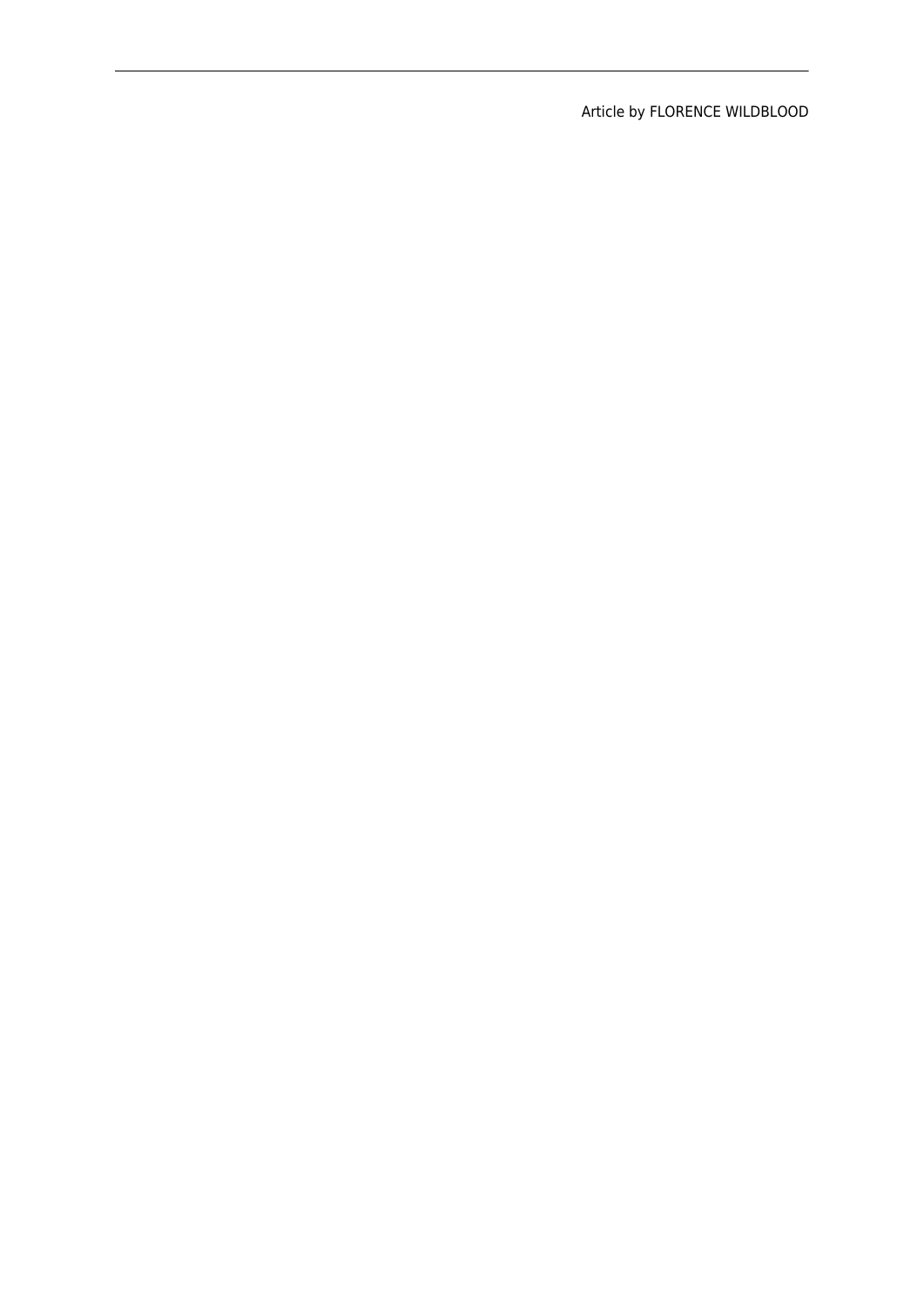Article by FLORENCE WILDBLOOD